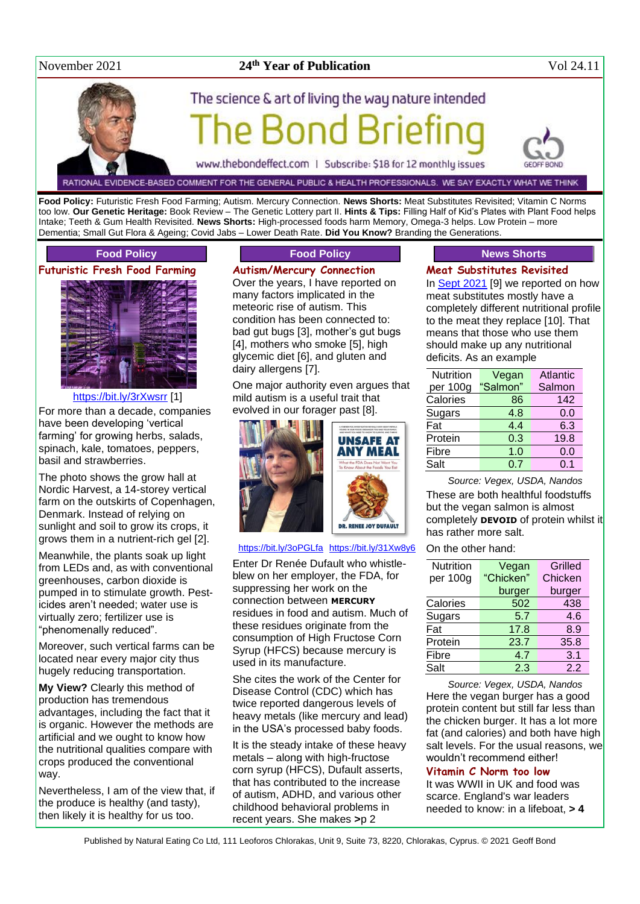November 2021 — 24th Year of Publication — Vol 24.11

# The Bond Briefing

The science & art of living the way nature intended

www.thebondeffect.com | Subscribe: $18 for 12 monthly issues

RATIONAL EVIDENCE-BASED COMMENT FOR THE GENERAL PUBLIC & HEALTH PROFESSIONALS. WE SAY EXACTLY WHAT WE THINK

**Food Policy:** Futuristic Fresh Food Farming; Autism. Mercury Connection. **News Shorts:** Meat Substitutes Revisited; Vitamin C Norms too low. **Our Genetic Heritage:** Book Review – The Genetic Lottery part II. **Hints & Tips:** Filling Half of Kid's Plates with Plant Food helps Intake; Teeth & Gum Health Revisited. **News Shorts:** High-processed foods harm Memory, Omega-3 helps. Low Protein – more Dementia; Small Gut Flora & Ageing; Covid Jabs – Lower Death Rate. **Did You Know?** Branding the Generations.

## Food Policy

### Futuristic Fresh Food Farming

https://bit.ly/3rXwsrr [1]

For more than a decade, companies have been developing 'vertical farming' for growing herbs, salads, spinach, kale, tomatoes, peppers, basil and strawberries.

The photo shows the grow hall at Nordic Harvest, a 14-storey vertical farm on the outskirts of Copenhagen, Denmark. Instead of relying on sunlight and soil to grow its crops, it grows them in a nutrient-rich gel [2].

Meanwhile, the plants soak up light from LEDs and, as with conventional greenhouses, carbon dioxide is pumped in to stimulate growth. Pesticides aren't needed; water use is virtually zero; fertilizer use is "phenomenally reduced".

Moreover, such vertical farms can be located near every major city thus hugely reducing transportation.

**My View?** Clearly this method of production has tremendous advantages, including the fact that it is organic. However the methods are artificial and we ought to know how the nutritional qualities compare with crops produced the conventional way.

Nevertheless, I am of the view that, if the produce is healthy (and tasty), then likely it is healthy for us too.

## Food Policy

### Autism/Mercury Connection

Over the years, I have reported on many factors implicated in the meteoric rise of autism. This condition has been connected to: bad gut bugs [3], mother's gut bugs [4], mothers who smoke [5], high glycemic diet [6], and gluten and dairy allergens [7].

One major authority even argues that mild autism is a useful trait that evolved in our forager past [8].

https://bit.ly/3oPGLfa https://bit.ly/31Xw8y6

Enter Dr Renée Dufault who whistle-blew on her employer, the FDA, for suppressing her work on the connection between **MERCURY** residues in food and autism. Much of these residues originate from the consumption of High Fructose Corn Syrup (HFCS) because mercury is used in its manufacture.

She cites the work of the Center for Disease Control (CDC) which has twice reported dangerous levels of heavy metals (like mercury and lead) in the USA's processed baby foods.

It is the steady intake of these heavy metals – along with high-fructose corn syrup (HFCS), Dufault asserts, that has contributed to the increase of autism, ADHD, and various other childhood behavioral problems in recent years. She makes **>**p 2

## News Shorts

### Meat Substitutes Revisited

In Sept 2021 [9] we reported on how meat substitutes mostly have a completely different nutritional profile to the meat they replace [10]. That means that those who use them should make up any nutritional deficits. As an example

| Nutrition per 100g | Vegan "Salmon" | Atlantic Salmon |
|---|---|---|
| Calories | 86 | 142 |
| Sugars | 4.8 | 0.0 |
| Fat | 4.4 | 6.3 |
| Protein | 0.3 | 19.8 |
| Fibre | 1.0 | 0.0 |
| Salt | 0.7 | 0.1 |

*Source: Vegex, USDA, Nandos*

These are both healthful foodstuffs but the vegan salmon is almost completely **DEVOID** of protein whilst it has rather more salt.

On the other hand:

| Nutrition per 100g | Vegan "Chicken" burger | Grilled Chicken burger |
|---|---|---|
| Calories | 502 | 438 |
| Sugars | 5.7 | 4.6 |
| Fat | 17.8 | 8.9 |
| Protein | 23.7 | 35.8 |
| Fibre | 4.7 | 3.1 |
| Salt | 2.3 | 2.2 |

*Source: Vegex, USDA, Nandos*

Here the vegan burger has a good protein content but still far less than the chicken burger. It has a lot more fat (and calories) and both have high salt levels. For the usual reasons, we wouldn't recommend either!

### Vitamin C Norm too low

It was WWII in UK and food was scarce. England's war leaders needed to know: in a lifeboat, **> 4**

Published by Natural Eating Co Ltd, 111 Leoforos Chlorakas, Unit 9, Suite 73, 8220, Chlorakas, Cyprus. © 2021 Geoff Bond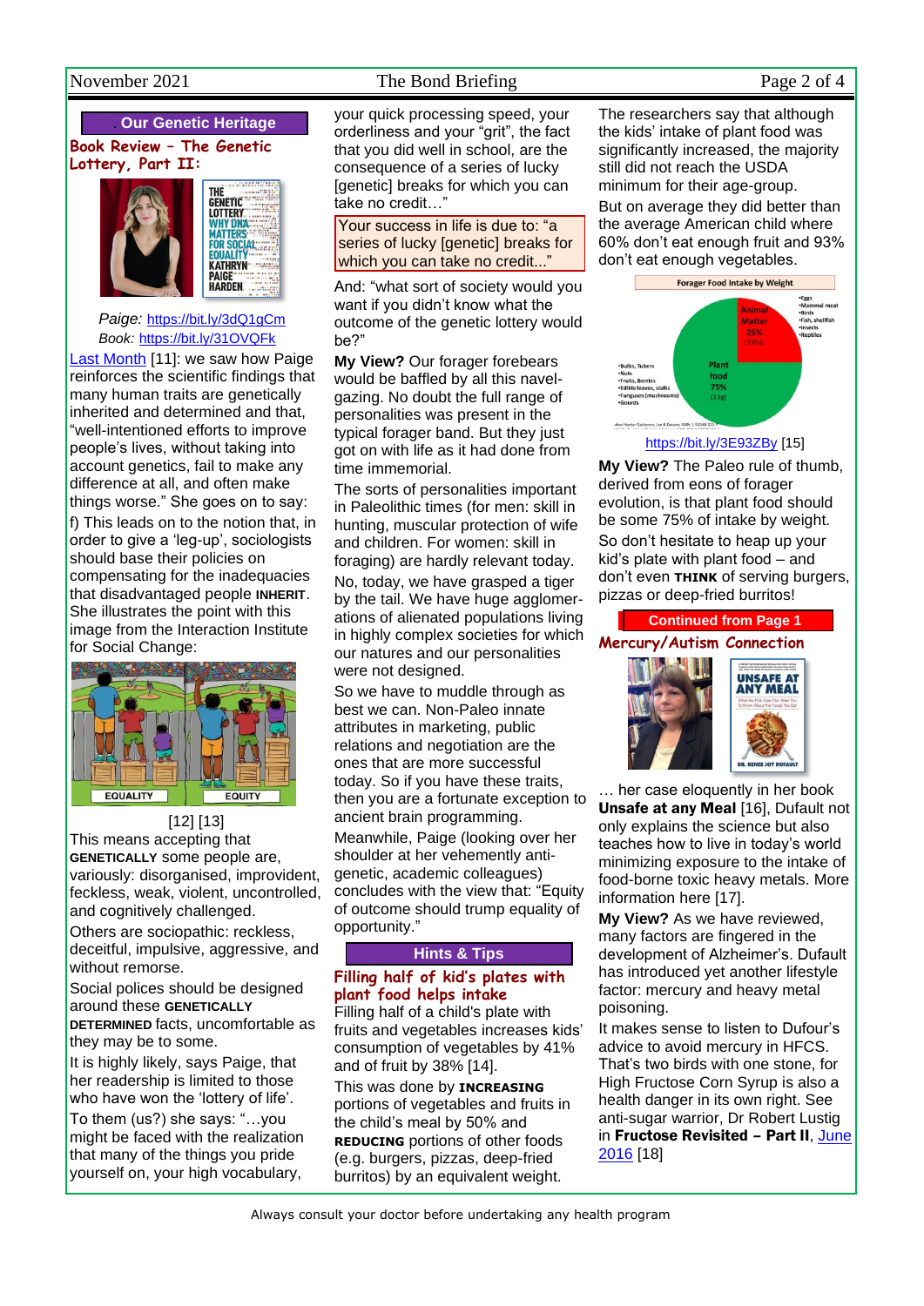## Our Genetic Heritage

### Book Review – The Genetic Lottery, Part II:

*Paige:* https://bit.ly/3dQ1gCm
*Book:* https://bit.ly/31OVQFk

Last Month [11]: we saw how Paige reinforces the scientific findings that many human traits are genetically inherited and determined and that, "well-intentioned efforts to improve people's lives, without taking into account genetics, fail to make any difference at all, and often make things worse." She goes on to say:

f) This leads on to the notion that, in order to give people a 'leg-up', sociologists should base their policies on compensating for the inadequacies that disadvantaged people **INHERIT**. She illustrates the point with this image from the Interaction Institute for Social Change:

EQUALITY EQUITY

[12] [13]

This means accepting that **GENETICALLY** some people are, variously: disorganised, improvident, feckless, weak, violent, uncontrolled, and cognitively challenged.

Others are sociopathic: reckless, deceitful, impulsive, aggressive, and without remorse.

Social polices should be designed around these **GENETICALLY DETERMINED** facts, uncomfortable as they may be to some.

It is highly likely, says Paige, that her readership is limited to those who have won the 'lottery of life'.

To them (us?) she says: "…you might be faced with the realization that many of the things you pride yourself on, your high vocabulary, your quick processing speed, your orderliness and your "grit", the fact that you did well in school, are the consequence of a series of lucky [genetic] breaks for which you can take no credit…"

> Your success in life is due to: "a series of lucky [genetic] breaks for which you can take no credit..."

And: "what sort of society would you want if you didn't know what the outcome of the genetic lottery would be?"

**My View?** Our forager forebears would be baffled by all this navel-gazing. No doubt the full range of personalities was present in the typical forager band. But they just got on with life as it had done from time immemorial.

The sorts of personalities important in Paleolithic times (for men: skill in hunting, muscular protection of wife and children. For women: skill in foraging) are hardly relevant today.

No, today, we have grasped a tiger by the tail. We have huge agglomerations of alienated populations living in highly complex societies for which our natures and our personalities were not designed.

So we have to muddle through as best we can. Non-Paleo innate attributes in marketing, public relations and negotiation are the ones that are more successful today. So if you have these traits, then you are a fortunate exception to ancient brain programming.

Meanwhile, Paige (looking over her shoulder at her vehemently anti-genetic, academic colleagues) concludes with the view that: "Equity of outcome should trump equality of opportunity."

## Hints & Tips

### Filling half of kid's plates with plant food helps intake

Filling half of a child's plate with fruits and vegetables increases kids' consumption of vegetables by 41% and of fruit by 38% [14].

This was done by **INCREASING** portions of vegetables and fruits in the child's meal by 50% and **REDUCING** portions of other foods (e.g. burgers, pizzas, deep-fried burritos) by an equivalent weight.

The researchers say that although the kids' intake of plant food was significantly increased, the majority still did not reach the USDA minimum for their age-group.

But on average they did better than the average American child where 60% don't eat enough fruit and 93% don't eat enough vegetables.

**Forager Food Intake by Weight**

| Category | Share | Items |
|---|---|---|
| Animal Matter | 25% (330 g) | Eggs, Mammal meat, Birds, Fish, shellfish, Insects, Reptiles |
| Plant food | 75% (1 kg) | Bulbs, Tubers, Nuts, Fruits, Berries, Edible leaves, stalks, Funguses (mushrooms), Gourds |

https://bit.ly/3E93ZBy [15]

**My View?** The Paleo rule of thumb, derived from eons of forager evolution, is that plant food should be some 75% of intake by weight.

So don't hesitate to heap up your kid's plate with plant food – and don't even **THINK** of serving burgers, pizzas or deep-fried burritos!

## Continued from Page 1

### Mercury/Autism Connection

… her case eloquently in her book **Unsafe at any Meal** [16], Dufault not only explains the science but also teaches how to live in today's world minimizing exposure to the intake of food-borne toxic heavy metals. More information here [17].

**My View?** As we have reviewed, many factors are fingered in the development of Alzheimer's. Dufault has introduced yet another lifestyle factor: mercury and heavy metal poisoning.

It makes sense to listen to Dufour's advice to avoid mercury in HFCS. That's two birds with one stone, for High Fructose Corn Syrup is also a health danger in its own right. See anti-sugar warrior, Dr Robert Lustig in **Fructose Revisited – Part II**, June 2016 [18]

Always consult your doctor before undertaking any health program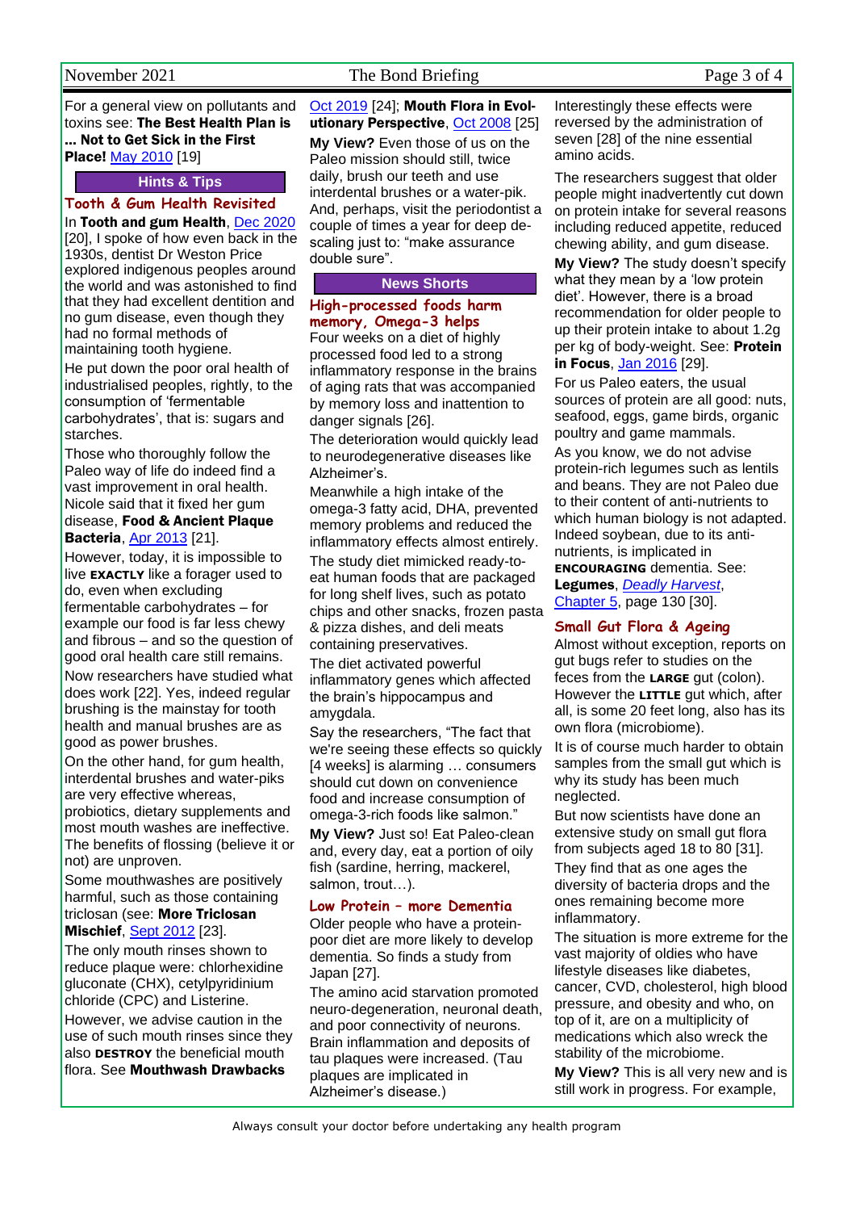For a general view on pollutants and toxins see: **The Best Health Plan is ... Not to Get Sick in the First Place!** May 2010 [19]

## Hints & Tips

### Tooth & Gum Health Revisited

In **Tooth and gum Health**, Dec 2020 [20], I spoke of how even back in the 1930s, dentist Dr Weston Price explored indigenous peoples around the world and was astonished to find that they had excellent dentition and no gum disease, even though they had no formal methods of maintaining tooth hygiene.

He put down the poor oral health of industrialised peoples, rightly, to the consumption of 'fermentable carbohydrates', that is: sugars and starches.

Those who thoroughly follow the Paleo way of life do indeed find a vast improvement in oral health. Nicole said that it fixed her gum disease, **Food & Ancient Plaque Bacteria**, Apr 2013 [21].

However, today, it is impossible to live **EXACTLY** like a forager used to do, even when excluding fermentable carbohydrates – for example our food is far less chewy and fibrous – and so the question of good oral health care still remains.

Now researchers have studied what does work [22]. Yes, indeed regular brushing is the mainstay for tooth health and manual brushes are as good as power brushes.

On the other hand, for gum health, interdental brushes and water-piks are very effective whereas, probiotics, dietary supplements and most mouth washes are ineffective. The benefits of flossing (believe it or not) are unproven.

Some mouthwashes are positively harmful, such as those containing triclosan (see: **More Triclosan Mischief**, Sept 2012 [23].

The only mouth rinses shown to reduce plaque were: chlorhexidine gluconate (CHX), cetylpyridinium chloride (CPC) and Listerine.

However, we advise caution in the use of such mouth rinses since they also **DESTROY** the beneficial mouth flora. See **Mouthwash Drawbacks** Oct 2019 [24]; **Mouth Flora in Evolutionary Perspective**, Oct 2008 [25]

**My View?** Even those of us on the Paleo mission should still, twice daily, brush our teeth and use interdental brushes or a water-pik. And, perhaps, visit the periodontist a couple of times a year for deep de-scaling just to: "make assurance double sure".

## News Shorts

### High-processed foods harm memory, Omega-3 helps

Four weeks on a diet of highly processed food led to a strong inflammatory response in the brains of aging rats that was accompanied by memory loss and inattention to danger signals [26].

The deterioration would quickly lead to neurodegenerative diseases like Alzheimer's.

Meanwhile a high intake of the omega-3 fatty acid, DHA, prevented memory problems and reduced the inflammatory effects almost entirely.

The study diet mimicked ready-to-eat human foods that are packaged for long shelf lives, such as potato chips and other snacks, frozen pasta & pizza dishes, and deli meats containing preservatives.

The diet activated powerful inflammatory genes which affected the brain's hippocampus and amygdala.

Say the researchers, "The fact that we're seeing these effects so quickly [4 weeks] is alarming … consumers should cut down on convenience food and increase consumption of omega-3-rich foods like salmon."

**My View?** Just so! Eat Paleo-clean and, every day, eat a portion of oily fish (sardine, herring, mackerel, salmon, trout…).

### Low Protein – more Dementia

Older people who have a protein-poor diet are more likely to develop dementia. So finds a study from Japan [27].

The amino acid starvation promoted neuro-degeneration, neuronal death, and poor connectivity of neurons. Brain inflammation and deposits of tau plaques were increased. (Tau plaques are implicated in Alzheimer's disease.)

Interestingly these effects were reversed by the administration of seven [28] of the nine essential amino acids.

The researchers suggest that older people might inadvertently cut down on protein intake for several reasons including reduced appetite, reduced chewing ability, and gum disease.

**My View?** The study doesn't specify what they mean by a 'low protein diet'. However, there is a broad recommendation for older people to up their protein intake to about 1.2g per kg of body-weight. See: **Protein in Focus**, Jan 2016 [29].

For us Paleo eaters, the usual sources of protein are all good: nuts, seafood, eggs, game birds, organic poultry and game mammals.

As you know, we do not advise protein-rich legumes such as lentils and beans. They are not Paleo due to their content of anti-nutrients to which human biology is not adapted. Indeed soybean, due to its anti-nutrients, is implicated in **ENCOURAGING** dementia. See: **Legumes**, *Deadly Harvest*, Chapter 5, page 130 [30].

### Small Gut Flora & Ageing

Almost without exception, reports on gut bugs refer to studies on the feces from the **LARGE** gut (colon). However the **LITTLE** gut which, after all, is some 20 feet long, also has its own flora (microbiome).

It is of course much harder to obtain samples from the small gut which is why its study has been much neglected.

But now scientists have done an extensive study on small gut flora from subjects aged 18 to 80 [31].

They find that as one ages the diversity of bacteria drops and the ones remaining become more inflammatory.

The situation is more extreme for the vast majority of oldies who have lifestyle diseases like diabetes, cancer, CVD, cholesterol, high blood pressure, and obesity and who, on top of it, are on a multiplicity of medications which also wreck the stability of the microbiome.

**My View?** This is all very new and is still work in progress. For example,

Always consult your doctor before undertaking any health program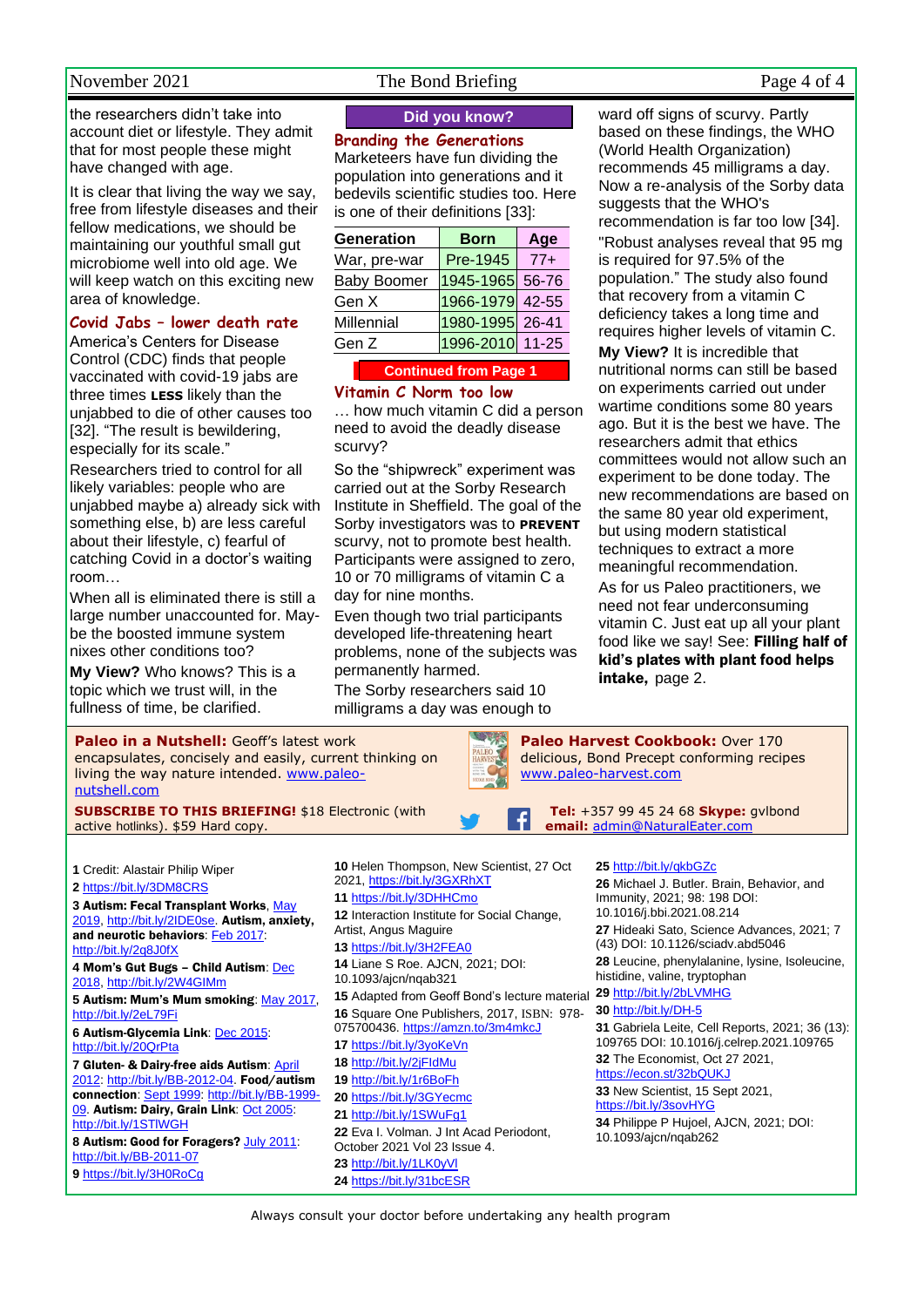the researchers didn't take into account diet or lifestyle. They admit that for most people these might have changed with age.

It is clear that living the way we say, free from lifestyle diseases and their fellow medications, we should be maintaining our youthful small gut microbiome well into old age. We will keep watch on this exciting new area of knowledge.

### Covid Jabs – lower death rate

America's Centers for Disease Control (CDC) finds that people vaccinated with covid-19 jabs are three times **LESS** likely than the unjabbed to die of other causes too [32]. "The result is bewildering, especially for its scale."

Researchers tried to control for all likely variables: people who are unjabbed maybe a) already sick with something else, b) are less careful about their lifestyle, c) fearful of catching Covid in a doctor's waiting room…

When all is eliminated there is still a large number unaccounted for. May-be the boosted immune system nixes other conditions too?

**My View?** Who knows? This is a topic which we trust will, in the fullness of time, be clarified.

## Did you know?

### Branding the Generations

Marketeers have fun dividing the population into generations and it bedevils scientific studies too. Here is one of their definitions [33]:

| Generation | Born | Age |
|---|---|---|
| War, pre-war | Pre-1945 | 77+ |
| Baby Boomer | 1945-1965 | 56-76 |
| Gen X | 1966-1979 | 42-55 |
| Millennial | 1980-1995 | 26-41 |
| Gen Z | 1996-2010 | 11-25 |

**Continued from Page 1**

### Vitamin C Norm too low

… how much vitamin C did a person need to avoid the deadly disease scurvy?

So the "shipwreck" experiment was carried out at the Sorby Research Institute in Sheffield. The goal of the Sorby investigators was to **PREVENT** scurvy, not to promote best health. Participants were assigned to zero, 10 or 70 milligrams of vitamin C a day for nine months.

Even though two trial participants developed life-threatening heart problems, none of the subjects was permanently harmed.

The Sorby researchers said 10 milligrams a day was enough to ward off signs of scurvy. Partly based on these findings, the WHO (World Health Organization) recommends 45 milligrams a day. Now a re-analysis of the Sorby data suggests that the WHO's recommendation is far too low [34].

"Robust analyses reveal that 95 mg is required for 97.5% of the population." The study also found that recovery from a vitamin C deficiency takes a long time and requires higher levels of vitamin C.

**My View?** It is incredible that nutritional norms can still be based on experiments carried out under wartime conditions some 80 years ago. But it is the best we have. The researchers admit that ethics committees would not allow such an experiment to be done today. The new recommendations are based on the same 80 year old experiment, but using modern statistical techniques to extract a more meaningful recommendation.

As for us Paleo practitioners, we need not fear underconsuming vitamin C. Just eat up all your plant food like we say! See: **Filling half of kid's plates with plant food helps intake,** page 2.

---

**Paleo in a Nutshell:** Geoff's latest work encapsulates, concisely and easily, current thinking on living the way nature intended. www.paleo-nutshell.com

**Paleo Harvest Cookbook:** Over 170 delicious, Bond Precept conforming recipes www.paleo-harvest.com

**SUBSCRIBE TO THIS BRIEFING!** $18 Electronic (with active hotlinks). $59 Hard copy.

**Tel:** +357 99 45 24 68 **Skype:** gvlbond **email:** admin@NaturalEater.com

---

**1** Credit: Alastair Philip Wiper
**2** https://bit.ly/3DM8CRS
**3** **Autism: Fecal Transplant Works**, May 2019, http://bit.ly/2IDE0se. **Autism, anxiety, and neurotic behaviors**: Feb 2017: http://bit.ly/2q8J0fX
**4** **Mom's Gut Bugs – Child Autism**: Dec 2018, http://bit.ly/2W4GIMm
**5** **Autism: Mum's Mum smoking**: May 2017, http://bit.ly/2eL79Fi
**6** **Autism-Glycemia Link**: Dec 2015: http://bit.ly/20QrPta
**7** **Gluten- & Dairy-free aids Autism**: April 2012: http://bit.ly/BB-2012-04. **Food/autism connection**: Sept 1999: http://bit.ly/BB-1999-09. **Autism: Dairy, Grain Link**: Oct 2005: http://bit.ly/1STlWGH
**8** **Autism: Good for Foragers?** July 2011: http://bit.ly/BB-2011-07
**9** https://bit.ly/3H0RoCg
**10** Helen Thompson, New Scientist, 27 Oct 2021, https://bit.ly/3GXRhXT
**11** https://bit.ly/3DHHCmo
**12** Interaction Institute for Social Change, Artist, Angus Maguire
**13** https://bit.ly/3H2FEA0
**14** Liane S Roe. AJCN, 2021; DOI: 10.1093/ajcn/nqab321
**15** Adapted from Geoff Bond's lecture material
**16** Square One Publishers, 2017, ISBN: 978-075700436. https://amzn.to/3m4mkcJ
**17** https://bit.ly/3yoKeVn
**18** http://bit.ly/2jFldMu
**19** http://bit.ly/1r6BoFh
**20** https://bit.ly/3GYecmc
**21** http://bit.ly/1SWuFg1
**22** Eva I. Volman. J Int Acad Periodont, October 2021 Vol 23 Issue 4.
**23** http://bit.ly/1LK0yVl
**24** https://bit.ly/31bcESR
**25** http://bit.ly/qkbGZc
**26** Michael J. Butler. Brain, Behavior, and Immunity, 2021; 98: 198 DOI: 10.1016/j.bbi.2021.08.214
**27** Hideaki Sato, Science Advances, 2021; 7 (43) DOI: 10.1126/sciadv.abd5046
**28** Leucine, phenylalanine, lysine, isoleucine, histidine, valine, tryptophan
**29** http://bit.ly/2bLVMHG
**30** http://bit.ly/DH-5
**31** Gabriela Leite, Cell Reports, 2021; 36 (13): 109765 DOI: 10.1016/j.celrep.2021.109765
**32** The Economist, Oct 27 2021, https://econ.st/32bQUKJ
**33** New Scientist, 15 Sept 2021, https://bit.ly/3sovHYG
**34** Philippe P Hujoel, AJCN, 2021; DOI: 10.1093/ajcn/nqab262

Always consult your doctor before undertaking any health program